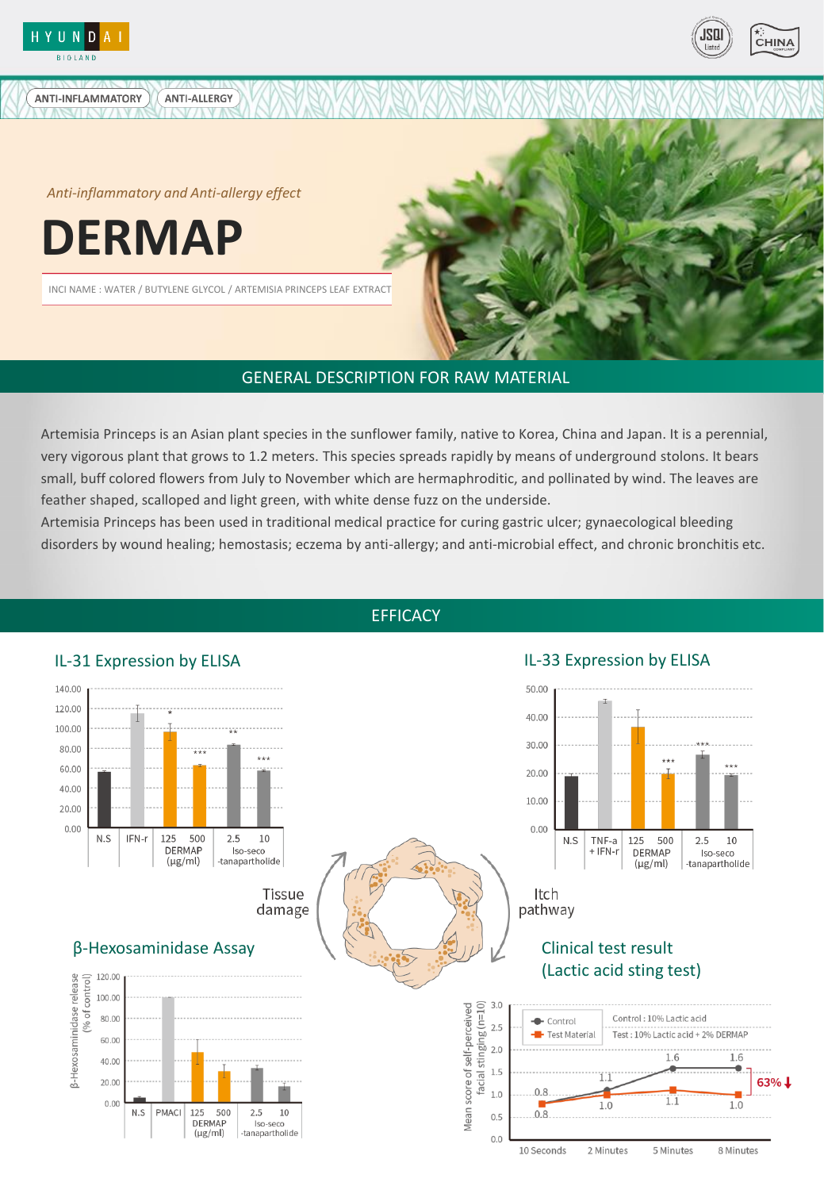ANTI-INFLAMMATORY | ANTI-ALLERGY

*Anti-inflammatory and Anti-allergy effect*

# DERMAP

INCI NAME : WATER / BUTYLENE GLYCOL / ARTEMISIA PRINCEPS LEAF EXTRACT

## GENERAL DESCRIPTION FOR RAW MATERIAL

Artemisia Princeps is an Asian plant species in the sunflower family, native to Korea, China and Japan. It is a perennial, very vigorous plant that grows to 1.2 meters. This species spreads rapidly by means of underground stolons. It bears small, buff colored flowers from July to November which are hermaphroditic, and pollinated by wind. The leaves are feather shaped, scalloped and light green, with white dense fuzz on the underside.
Artemisia Princeps has been used in traditional medical practice for curing gastric ulcer; gynaecological bleeding disorders by wound healing; hemostasis; eczema by anti-allergy; and anti-microbial effect, and chronic bronchitis etc.

## EFFICACY

### IL-31 Expression by ELISA

Groups: N.S, IFN-r, DERMAP 125 / 500 (μg/ml), Iso-seco-tanapartholide 2.5 / 10 (* , ***, **, ***)

### IL-33 Expression by ELISA

Groups: N.S, TNF-a + IFN-r, DERMAP 125 / 500 (μg/ml), Iso-seco-tanapartholide 2.5 / 10 (***, ***, ***)

Tissue damage — Itch pathway

### β-Hexosaminidase Assay

β-Hexosaminidase release (% of control)

Groups: N.S, PMACI, DERMAP 125 / 500 (μg/ml), Iso-seco-tanapartholide 2.5 / 10

### Clinical test result (Lactic acid sting test)

Mean score of self-perceived facial stinging (n=10)

Control : 10% Lactic acid
Test : 10% Lactic acid + 2% DERMAP

| | 10 Seconds | 2 Minutes | 5 Minutes | 8 Minutes |
|---|---|---|---|---|
| Control | 0.8 | 1.1 | 1.6 | 1.6 |
| Test Material | 0.8 | 1.0 | 1.1 | 1.0 |

63% ↓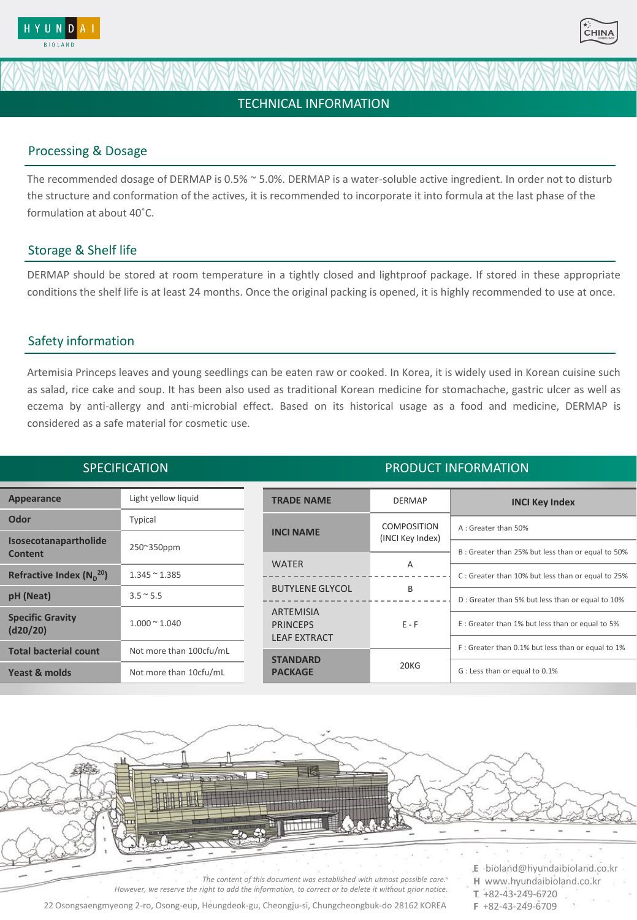# TECHNICAL INFORMATION

## Processing & Dosage

The recommended dosage of DERMAP is 0.5% ~ 5.0%. DERMAP is a water-soluble active ingredient. In order not to disturb the structure and conformation of the actives, it is recommended to incorporate it into formula at the last phase of the formulation at about 40˚C.

## Storage & Shelf life

DERMAP should be stored at room temperature in a tightly closed and lightproof package. If stored in these appropriate conditions the shelf life is at least 24 months. Once the original packing is opened, it is highly recommended to use at once.

## Safety information

Artemisia Princeps leaves and young seedlings can be eaten raw or cooked. In Korea, it is widely used in Korean cuisine such as salad, rice cake and soup. It has been also used as traditional Korean medicine for stomachache, gastric ulcer as well as eczema by anti-allergy and anti-microbial effect. Based on its historical usage as a food and medicine, DERMAP is considered as a safe material for cosmetic use.

## SPECIFICATION

| | |
|---|---|
| **Appearance** | Light yellow liquid |
| **Odor** | Typical |
| **Isosecotanapartholide Content** | 250~350ppm |
| **Refractive Index ($N_D^{20}$)** | 1.345 ~ 1.385 |
| **pH (Neat)** | 3.5 ~ 5.5 |
| **Specific Gravity (d20/20)** | 1.000 ~ 1.040 |
| **Total bacterial count** | Not more than 100cfu/mL |
| **Yeast & molds** | Not more than 10cfu/mL |

## PRODUCT INFORMATION

| | |
|---|---|
| **TRADE NAME** | DERMAP |
| **INCI NAME** | COMPOSITION (INCI Key Index) |
| WATER | A |
| BUTYLENE GLYCOL | B |
| ARTEMISIA PRINCEPS LEAF EXTRACT | E - F |
| **STANDARD PACKAGE** | 20KG |

| **INCI Key Index** |
|---|
| A : Greater than 50% |
| B : Greater than 25% but less than or equal to 50% |
| C : Greater than 10% but less than or equal to 25% |
| D : Greater than 5% but less than or equal to 10% |
| E : Greater than 1% but less than or equal to 5% |
| F : Greater than 0.1% but less than or equal to 1% |
| G : Less than or equal to 0.1% |

*The content of this document was established with utmost possible care. However, we reserve the right to add the information, to correct or to delete it without prior notice.*

22 Osongsaengmyeong 2-ro, Osong-eup, Heungdeok-gu, Cheongju-si, Chungcheongbuk-do 28162 KOREA

**E** bioland@hyundaibioland.co.kr
**H** www.hyundaibioland.co.kr
**T** +82-43-249-6720
**F** +82-43-249-6709